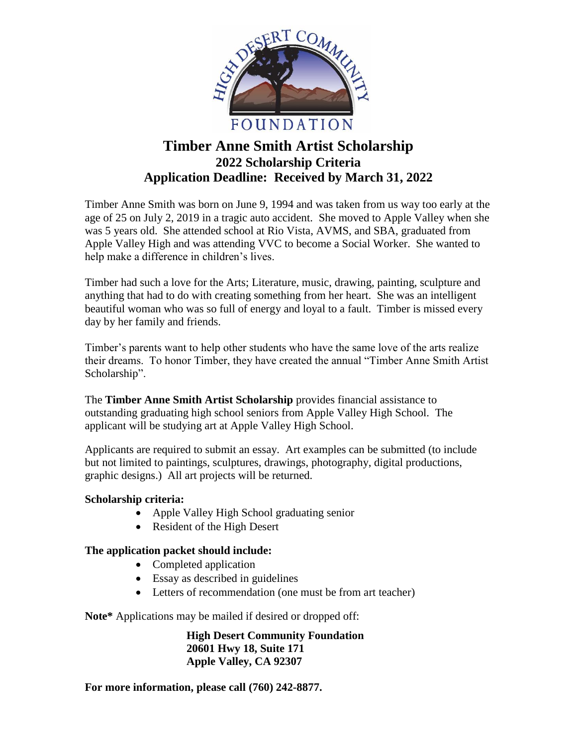HIGH DESERT COMMUNITY FOUNDATION

# Timber Anne Smith Artist Scholarship

## 2022 Scholarship Criteria

## Application Deadline: Received by March 31, 2022

Timber Anne Smith was born on June 9, 1994 and was taken from us way too early at the age of 25 on July 2, 2019 in a tragic auto accident. She moved to Apple Valley when she was 5 years old. She attended school at Rio Vista, AVMS, and SBA, graduated from Apple Valley High and was attending VVC to become a Social Worker. She wanted to help make a difference in children's lives.

Timber had such a love for the Arts; Literature, music, drawing, painting, sculpture and anything that had to do with creating something from her heart. She was an intelligent beautiful woman who was so full of energy and loyal to a fault. Timber is missed every day by her family and friends.

Timber's parents want to help other students who have the same love of the arts realize their dreams. To honor Timber, they have created the annual "Timber Anne Smith Artist Scholarship".

The **Timber Anne Smith Artist Scholarship** provides financial assistance to outstanding graduating high school seniors from Apple Valley High School. The applicant will be studying art at Apple Valley High School.

Applicants are required to submit an essay. Art examples can be submitted (to include but not limited to paintings, sculptures, drawings, photography, digital productions, graphic designs.) All art projects will be returned.

**Scholarship criteria:**

- Apple Valley High School graduating senior
- Resident of the High Desert

**The application packet should include:**

- Completed application
- Essay as described in guidelines
- Letters of recommendation (one must be from art teacher)

**Note*** Applications may be mailed if desired or dropped off:

**High Desert Community Foundation**
**20601 Hwy 18, Suite 171**
**Apple Valley, CA 92307**

**For more information, please call (760) 242-8877.**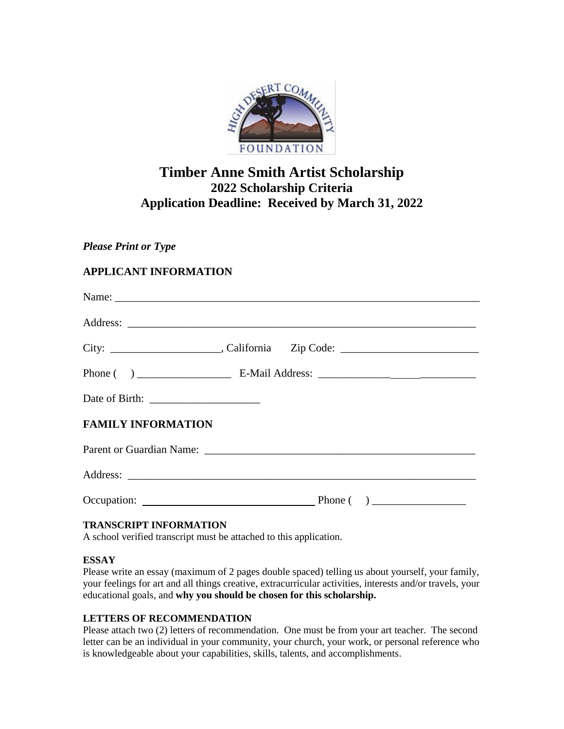# Timber Anne Smith Artist Scholarship

## 2022 Scholarship Criteria

## Application Deadline: Received by March 31, 2022

***Please Print or Type***

### APPLICANT INFORMATION

Name: ______________________________________________________________________

Address: ____________________________________________________________________

City: ____________________, California Zip Code: _________________________

Phone ( ) _________________ E-Mail Address: ______________________________

Date of Birth: ____________________

### FAMILY INFORMATION

Parent or Guardian Name: ___________________________________________________

Address: ____________________________________________________________________

Occupation: ________________________________ Phone ( ) _________________

**TRANSCRIPT INFORMATION**

A school verified transcript must be attached to this application.

**ESSAY**

Please write an essay (maximum of 2 pages double spaced) telling us about yourself, your family, your feelings for art and all things creative, extracurricular activities, interests and/or travels, your educational goals, and **why you should be chosen for this scholarship.**

**LETTERS OF RECOMMENDATION**

Please attach two (2) letters of recommendation. One must be from your art teacher. The second letter can be an individual in your community, your church, your work, or personal reference who is knowledgeable about your capabilities, skills, talents, and accomplishments.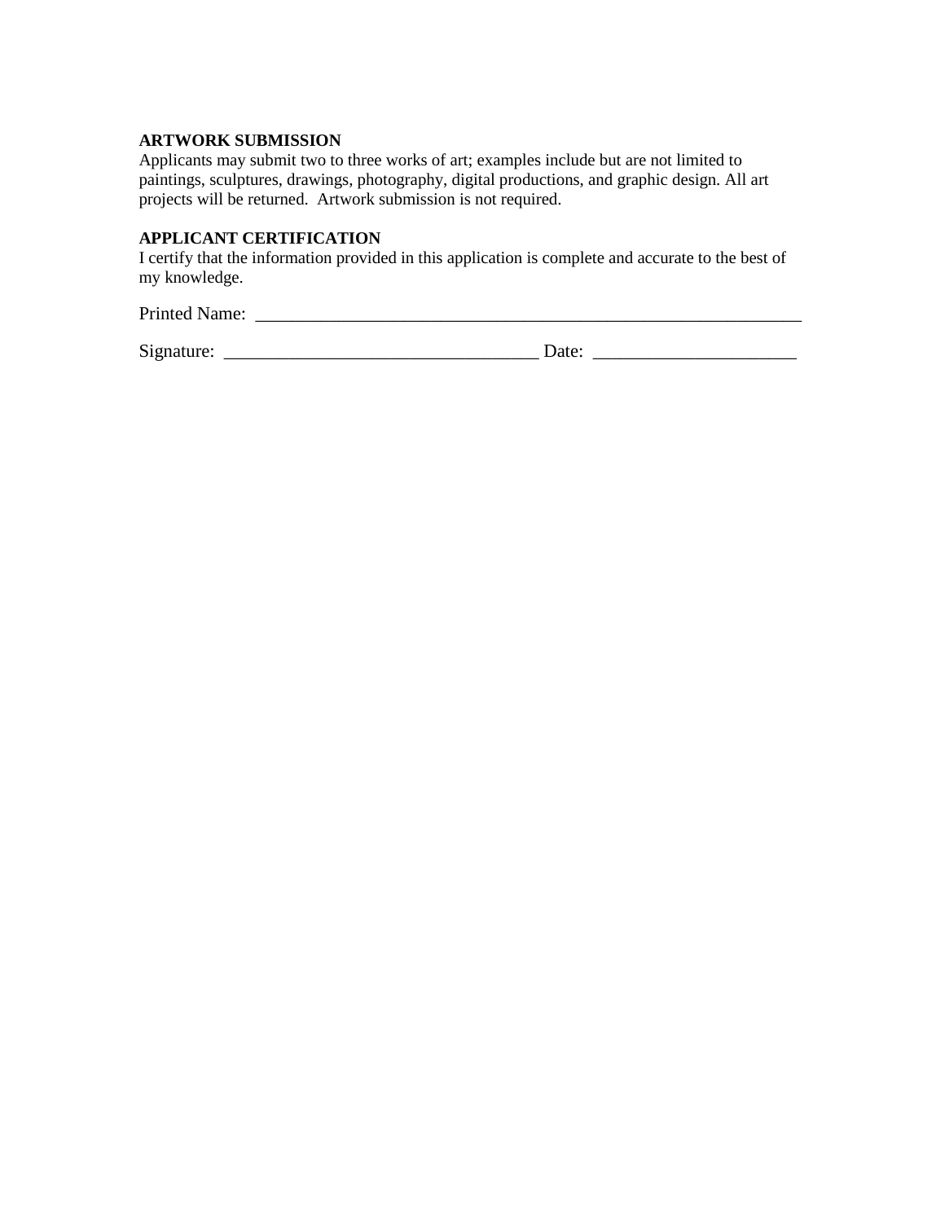**ARTWORK SUBMISSION**
Applicants may submit two to three works of art; examples include but are not limited to paintings, sculptures, drawings, photography, digital productions, and graphic design. All art projects will be returned.  Artwork submission is not required.

**APPLICANT CERTIFICATION**
I certify that the information provided in this application is complete and accurate to the best of my knowledge.

Printed Name: _______________________________________________________________

Signature: ___________________________________ Date: ______________________